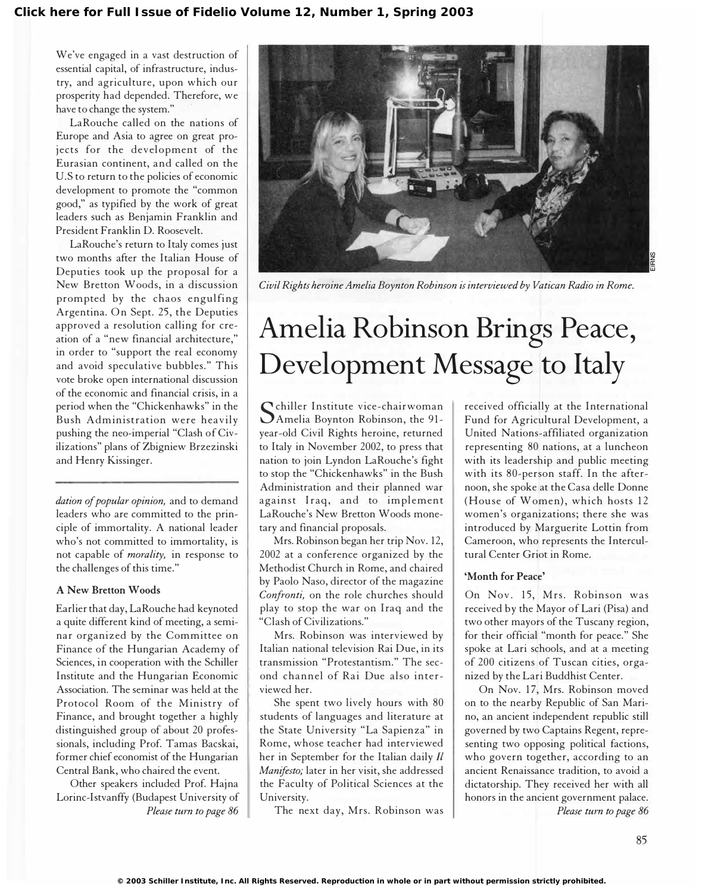We've engaged in a vast destruction of essential capital, of infrastructure, industry, and agriculture, upon which our prosperity had depended. Therefore, we have to change the system."

LaRouche called on the nations of Europe and Asia to agree on great projects for the development of the Eurasian continent, and called on the U.S to return to the policies of economic development to promote the "common good," as typified by the work of great leaders such as Benjamin Franklin and President Franklin D. Roosevelt.

LaRouche's return to Italy comes just two months after the Italian House of Deputies took up the proposal for a New Bretton Woods, in a discussion prompted by the chaos engulfing Argentina. On Sept. 25, the Deputies approved a resolution calling for creation of a "new financial architecture," in order to "support the real economy and avoid speculative bubbles." This vote broke open international discussion of the economic and financial crisis, in a period when the "Chickenhawks" in the Bush Administration were heavily pushing the neo-imperial "Clash of Civilizations" plans of Zbigniew Brzezinski and Henry Kissinger.

---

*dation of popular opinion,* and to demand leaders who are committed to the principle of immortality. A national leader who's not committed to immortality, is not capable of *morality,* in response to the challenges of this time."

### A New Bretton Woods

Earlier that day, LaRouche had keynoted a quite different kind of meeting, a seminar organized by the Committee on Finance of the Hungarian Academy of Sciences, in cooperation with the Schiller Institute and the Hungarian Economic Association. The seminar was held at the Protocol Room of the Ministry of Finance, and brought together a highly distinguished group of about 20 professionals, including Prof. Tamas Bacskai, former chief economist of the Hungarian Central Bank, who chaired the event.

Other speakers included Prof. Hajna Lorinc-Istvanffy (Budapest University of

*Please turn to page 86*

---

*Civil Rights heroine Amelia Boynton Robinson is interviewed by Vatican Radio in Rome.*

# Amelia Robinson Brings Peace, Development Message to Italy

Schiller Institute vice-chairwoman Amelia Boynton Robinson, the 91-year-old Civil Rights heroine, returned to Italy in November 2002, to press that nation to join Lyndon LaRouche's fight to stop the "Chickenhawks" in the Bush Administration and their planned war against Iraq, and to implement LaRouche's New Bretton Woods monetary and financial proposals.

Mrs. Robinson began her trip Nov. 12, 2002 at a conference organized by the Methodist Church in Rome, and chaired by Paolo Naso, director of the magazine *Confronti,* on the role churches should play to stop the war on Iraq and the "Clash of Civilizations."

Mrs. Robinson was interviewed by Italian national television Rai Due, in its transmission "Protestantism." The second channel of Rai Due also interviewed her.

She spent two lively hours with 80 students of languages and literature at the State University "La Sapienza" in Rome, whose teacher had interviewed her in September for the Italian daily *Il Manifesto;* later in her visit, she addressed the Faculty of Political Sciences at the University.

The next day, Mrs. Robinson was received officially at the International Fund for Agricultural Development, a United Nations-affiliated organization representing 80 nations, at a luncheon with its leadership and public meeting with its 80-person staff. In the afternoon, she spoke at the Casa delle Donne (House of Women), which hosts 12 women's organizations; there she was introduced by Marguerite Lottin from Cameroon, who represents the Intercultural Center Griot in Rome.

### 'Month for Peace'

On Nov. 15, Mrs. Robinson was received by the Mayor of Lari (Pisa) and two other mayors of the Tuscany region, for their official "month for peace." She spoke at Lari schools, and at a meeting of 200 citizens of Tuscan cities, organized by the Lari Buddhist Center.

On Nov. 17, Mrs. Robinson moved on to the nearby Republic of San Marino, an ancient independent republic still governed by two Captains Regent, representing two opposing political factions, who govern together, according to an ancient Renaissance tradition, to avoid a dictatorship. They received her with all honors in the ancient government palace.

*Please turn to page 86*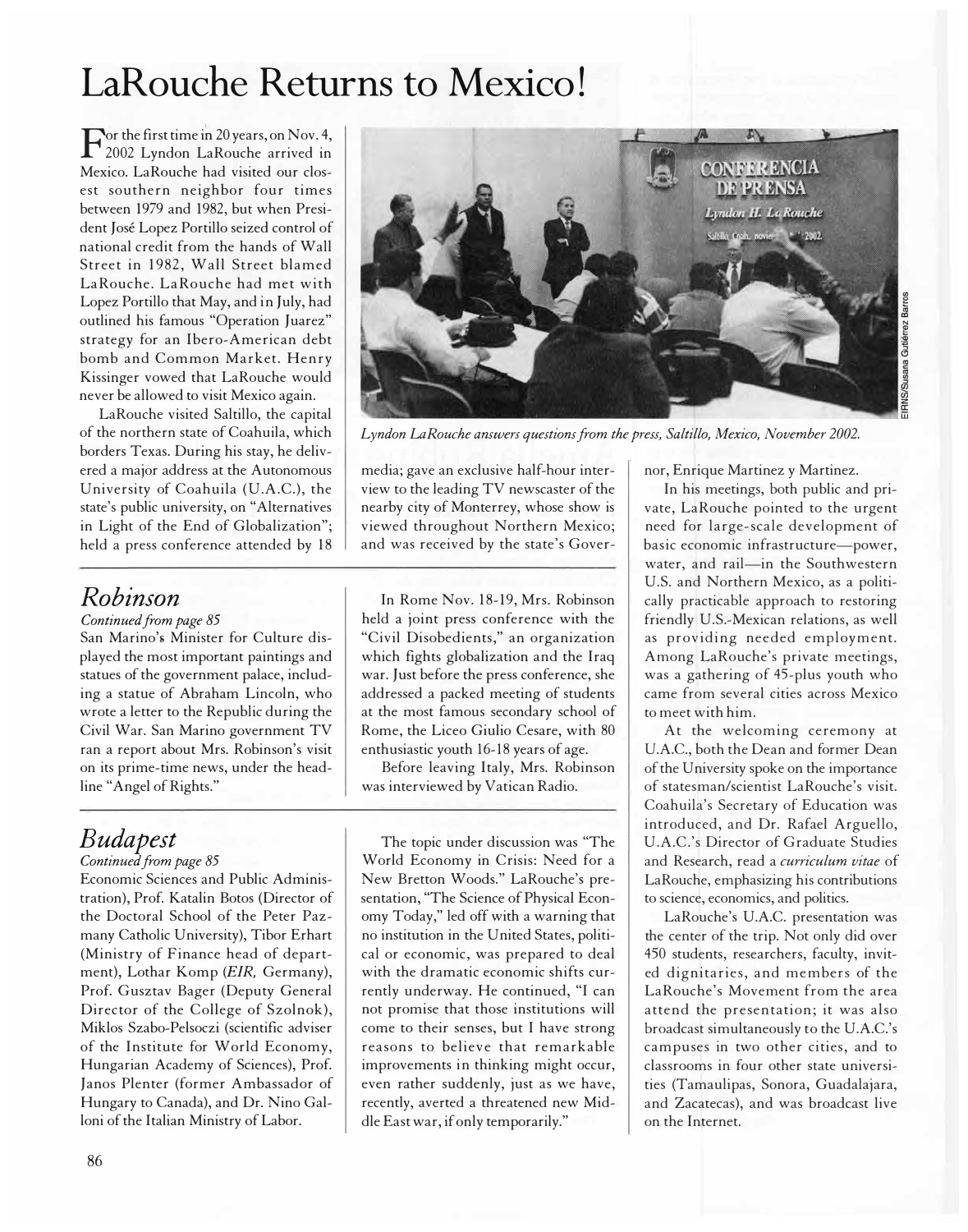# LaRouche Returns to Mexico!

For the first time in 20 years, on Nov. 4, 2002 Lyndon LaRouche arrived in Mexico. LaRouche had visited our closest southern neighbor four times between 1979 and 1982, but when President José Lopez Portillo seized control of national credit from the hands of Wall Street in 1982, Wall Street blamed LaRouche. LaRouche had met with Lopez Portillo that May, and in July, had outlined his famous "Operation Juarez" strategy for an Ibero-American debt bomb and Common Market. Henry Kissinger vowed that LaRouche would never be allowed to visit Mexico again.

LaRouche visited Saltillo, the capital of the northern state of Coahuila, which borders Texas. During his stay, he delivered a major address at the Autonomous University of Coahuila (U.A.C.), the state's public university, on "Alternatives in Light of the End of Globalization"; held a press conference attended by 18 media; gave an exclusive half-hour interview to the leading TV newscaster of the nearby city of Monterrey, whose show is viewed throughout Northern Mexico; and was received by the state's Governor, Enrique Martinez y Martinez.

*Lyndon LaRouche answers questions from the press, Saltillo, Mexico, November 2002.*

EIRNS/Susana Gutiérrez Barros

In his meetings, both public and private, LaRouche pointed to the urgent need for large-scale development of basic economic infrastructure—power, water, and rail—in the Southwestern U.S. and Northern Mexico, as a politically practicable approach to restoring friendly U.S.-Mexican relations, as well as providing needed employment. Among LaRouche's private meetings, was a gathering of 45-plus youth who came from several cities across Mexico to meet with him.

At the welcoming ceremony at U.A.C., both the Dean and former Dean of the University spoke on the importance of statesman/scientist LaRouche's visit. Coahuila's Secretary of Education was introduced, and Dr. Rafael Arguello, U.A.C.'s Director of Graduate Studies and Research, read a *curriculum vitae* of LaRouche, emphasizing his contributions to science, economics, and politics.

LaRouche's U.A.C. presentation was the center of the trip. Not only did over 450 students, researchers, faculty, invited dignitaries, and members of the LaRouche's Movement from the area attend the presentation; it was also broadcast simultaneously to the U.A.C.'s campuses in two other cities, and to classrooms in four other state universities (Tamaulipas, Sonora, Guadalajara, and Zacatecas), and was broadcast live on the Internet.

## *Robinson*

*Continued from page 85*

San Marino's Minister for Culture displayed the most important paintings and statues of the government palace, including a statue of Abraham Lincoln, who wrote a letter to the Republic during the Civil War. San Marino government TV ran a report about Mrs. Robinson's visit on its prime-time news, under the headline "Angel of Rights."

In Rome Nov. 18-19, Mrs. Robinson held a joint press conference with the "Civil Disobedients," an organization which fights globalization and the Iraq war. Just before the press conference, she addressed a packed meeting of students at the most famous secondary school of Rome, the Liceo Giulio Cesare, with 80 enthusiastic youth 16-18 years of age.

Before leaving Italy, Mrs. Robinson was interviewed by Vatican Radio.

## *Budapest*

*Continued from page 85*

Economic Sciences and Public Administration), Prof. Katalin Botos (Director of the Doctoral School of the Peter Pazmany Catholic University), Tibor Erhart (Ministry of Finance head of department), Lothar Komp (*EIR,* Germany), Prof. Gusztav Bager (Deputy General Director of the College of Szolnok), Miklos Szabo-Pelsoczi (scientific adviser of the Institute for World Economy, Hungarian Academy of Sciences), Prof. Janos Plenter (former Ambassador of Hungary to Canada), and Dr. Nino Galloni of the Italian Ministry of Labor.

The topic under discussion was "The World Economy in Crisis: Need for a New Bretton Woods." LaRouche's presentation, "The Science of Physical Economy Today," led off with a warning that no institution in the United States, political or economic, was prepared to deal with the dramatic economic shifts currently underway. He continued, "I can not promise that those institutions will come to their senses, but I have strong reasons to believe that remarkable improvements in thinking might occur, even rather suddenly, just as we have, recently, averted a threatened new Middle East war, if only temporarily."